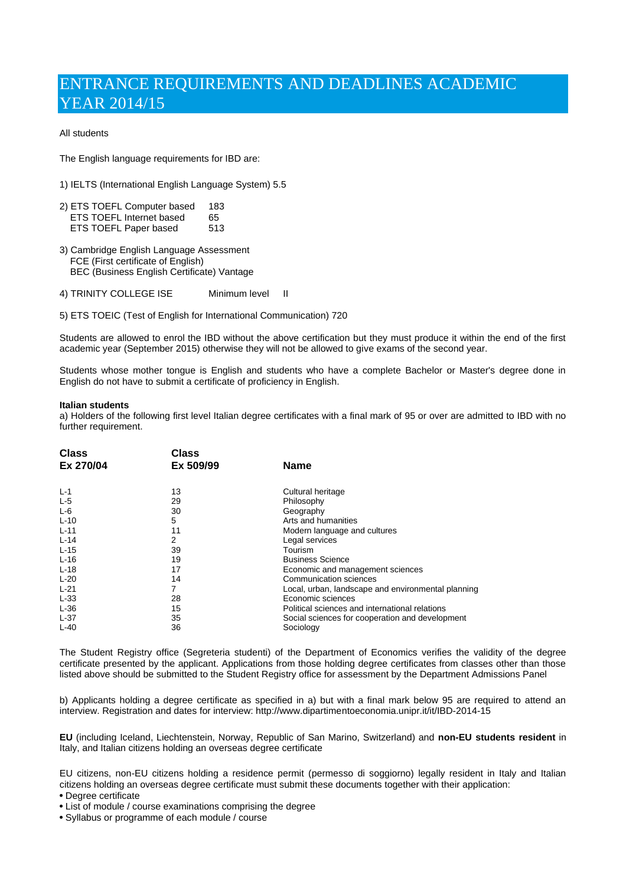# ENTRANCE REQUIREMENTS AND DEADLINES ACADEMIC YEAR 2014/15

All students

The English language requirements for IBD are:

1) IELTS (International English Language System) 5.5

2) ETS TOEFL Computer based 183
   ETS TOEFL Internet based 65
   ETS TOEFL Paper based 513

3) Cambridge English Language Assessment
   FCE (First certificate of English)
   BEC (Business English Certificate) Vantage

4) TRINITY COLLEGE ISE Minimum level II

5) ETS TOEIC (Test of English for International Communication) 720

Students are allowed to enrol the IBD without the above certification but they must produce it within the end of the first academic year (September 2015) otherwise they will not be allowed to give exams of the second year.

Students whose mother tongue is English and students who have a complete Bachelor or Master's degree done in English do not have to submit a certificate of proficiency in English.

**Italian students**

a) Holders of the following first level Italian degree certificates with a final mark of 95 or over are admitted to IBD with no further requirement.

| Class Ex 270/04 | Class Ex 509/99 | Name |
|---|---|---|
| L-1 | 13 | Cultural heritage |
| L-5 | 29 | Philosophy |
| L-6 | 30 | Geography |
| L-10 | 5 | Arts and humanities |
| L-11 | 11 | Modern language and cultures |
| L-14 | 2 | Legal services |
| L-15 | 39 | Tourism |
| L-16 | 19 | Business Science |
| L-18 | 17 | Economic and management sciences |
| L-20 | 14 | Communication sciences |
| L-21 | 7 | Local, urban, landscape and environmental planning |
| L-33 | 28 | Economic sciences |
| L-36 | 15 | Political sciences and international relations |
| L-37 | 35 | Social sciences for cooperation and development |
| L-40 | 36 | Sociology |

The Student Registry office (Segreteria studenti) of the Department of Economics verifies the validity of the degree certificate presented by the applicant. Applications from those holding degree certificates from classes other than those listed above should be submitted to the Student Registry office for assessment by the Department Admissions Panel

b) Applicants holding a degree certificate as specified in a) but with a final mark below 95 are required to attend an interview. Registration and dates for interview: http://www.dipartimentoeconomia.unipr.it/it/IBD-2014-15

**EU** (including Iceland, Liechtenstein, Norway, Republic of San Marino, Switzerland) and **non-EU students resident** in Italy, and Italian citizens holding an overseas degree certificate

EU citizens, non-EU citizens holding a residence permit (permesso di soggiorno) legally resident in Italy and Italian citizens holding an overseas degree certificate must submit these documents together with their application:

- Degree certificate
- List of module / course examinations comprising the degree
- Syllabus or programme of each module / course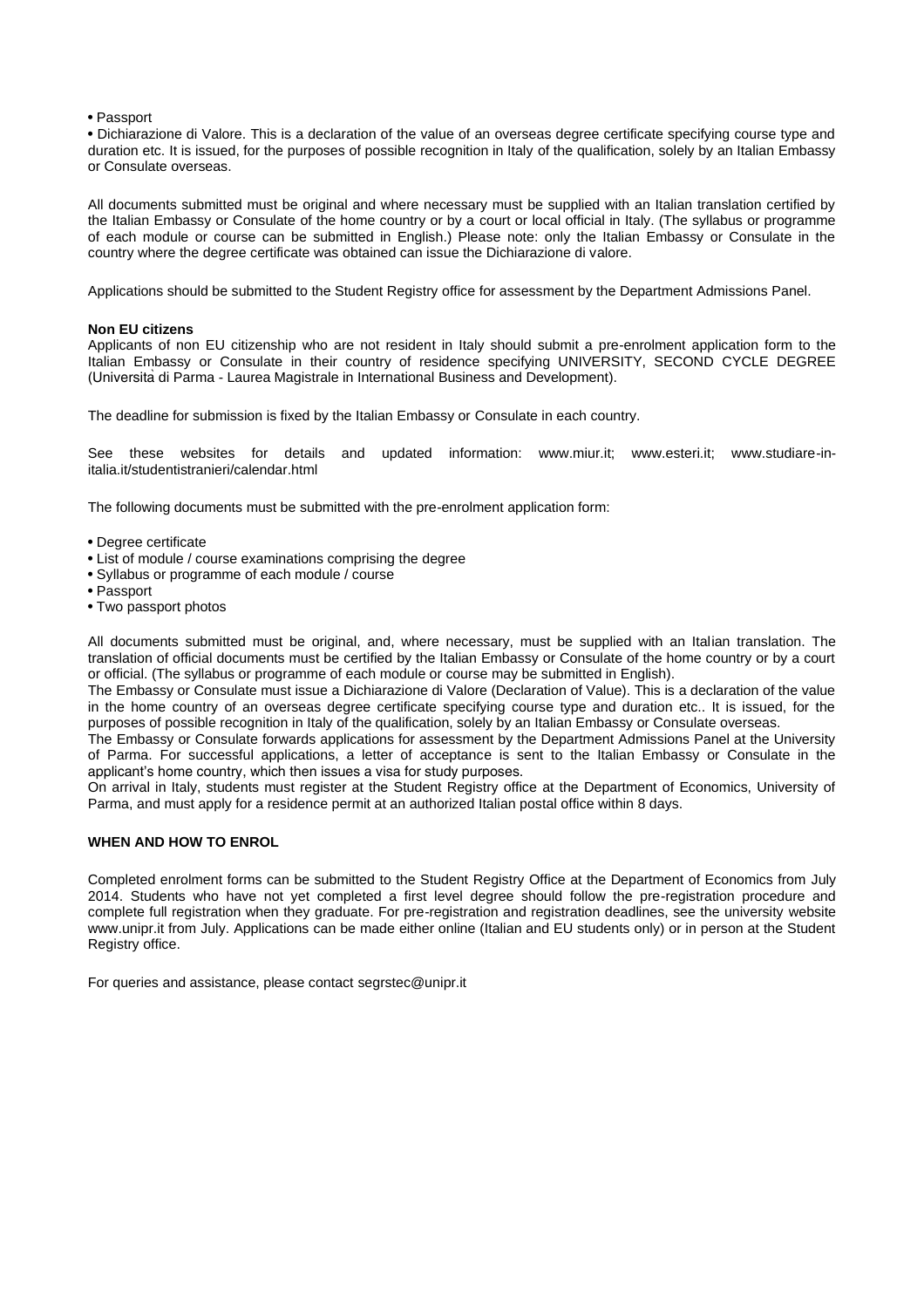- Passport
- Dichiarazione di Valore. This is a declaration of the value of an overseas degree certificate specifying course type and duration etc. It is issued, for the purposes of possible recognition in Italy of the qualification, solely by an Italian Embassy or Consulate overseas.

All documents submitted must be original and where necessary must be supplied with an Italian translation certified by the Italian Embassy or Consulate of the home country or by a court or local official in Italy. (The syllabus or programme of each module or course can be submitted in English.) Please note: only the Italian Embassy or Consulate in the country where the degree certificate was obtained can issue the Dichiarazione di valore.

Applications should be submitted to the Student Registry office for assessment by the Department Admissions Panel.

**Non EU citizens**

Applicants of non EU citizenship who are not resident in Italy should submit a pre-enrolment application form to the Italian Embassy or Consulate in their country of residence specifying UNIVERSITY, SECOND CYCLE DEGREE (Università di Parma - Laurea Magistrale in International Business and Development).

The deadline for submission is fixed by the Italian Embassy or Consulate in each country.

See these websites for details and updated information: www.miur.it; www.esteri.it; www.studiare-in-italia.it/studentistranieri/calendar.html

The following documents must be submitted with the pre-enrolment application form:

- Degree certificate
- List of module / course examinations comprising the degree
- Syllabus or programme of each module / course
- Passport
- Two passport photos

All documents submitted must be original, and, where necessary, must be supplied with an Italian translation. The translation of official documents must be certified by the Italian Embassy or Consulate of the home country or by a court or official. (The syllabus or programme of each module or course may be submitted in English).

The Embassy or Consulate must issue a Dichiarazione di Valore (Declaration of Value). This is a declaration of the value in the home country of an overseas degree certificate specifying course type and duration etc.. It is issued, for the purposes of possible recognition in Italy of the qualification, solely by an Italian Embassy or Consulate overseas.

The Embassy or Consulate forwards applications for assessment by the Department Admissions Panel at the University of Parma. For successful applications, a letter of acceptance is sent to the Italian Embassy or Consulate in the applicant's home country, which then issues a visa for study purposes.

On arrival in Italy, students must register at the Student Registry office at the Department of Economics, University of Parma, and must apply for a residence permit at an authorized Italian postal office within 8 days.

## WHEN AND HOW TO ENROL

Completed enrolment forms can be submitted to the Student Registry Office at the Department of Economics from July 2014. Students who have not yet completed a first level degree should follow the pre-registration procedure and complete full registration when they graduate. For pre-registration and registration deadlines, see the university website www.unipr.it from July. Applications can be made either online (Italian and EU students only) or in person at the Student Registry office.

For queries and assistance, please contact segrstec@unipr.it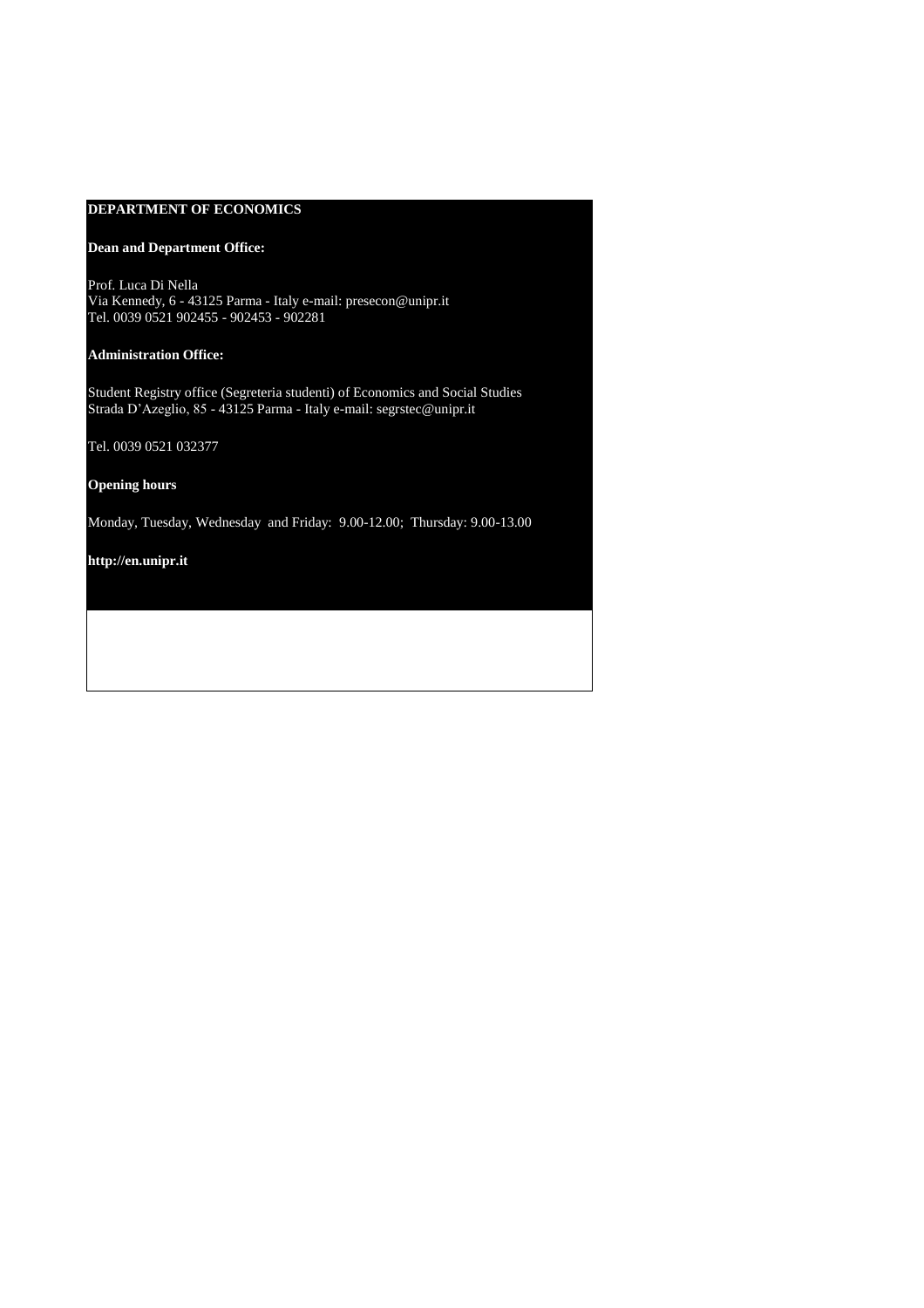**DEPARTMENT OF ECONOMICS**

**Dean and Department Office:**

Prof. Luca Di Nella
Via Kennedy, 6 - 43125 Parma - Italy e-mail: presecon@unipr.it
Tel. 0039 0521 902455 - 902453 - 902281

**Administration Office:**

Student Registry office (Segreteria studenti) of Economics and Social Studies
Strada D'Azeglio, 85 - 43125 Parma - Italy e-mail: segrstec@unipr.it

Tel. 0039 0521 032377

**Opening hours**

Monday, Tuesday, Wednesday and Friday: 9.00-12.00; Thursday: 9.00-13.00

**http://en.unipr.it**